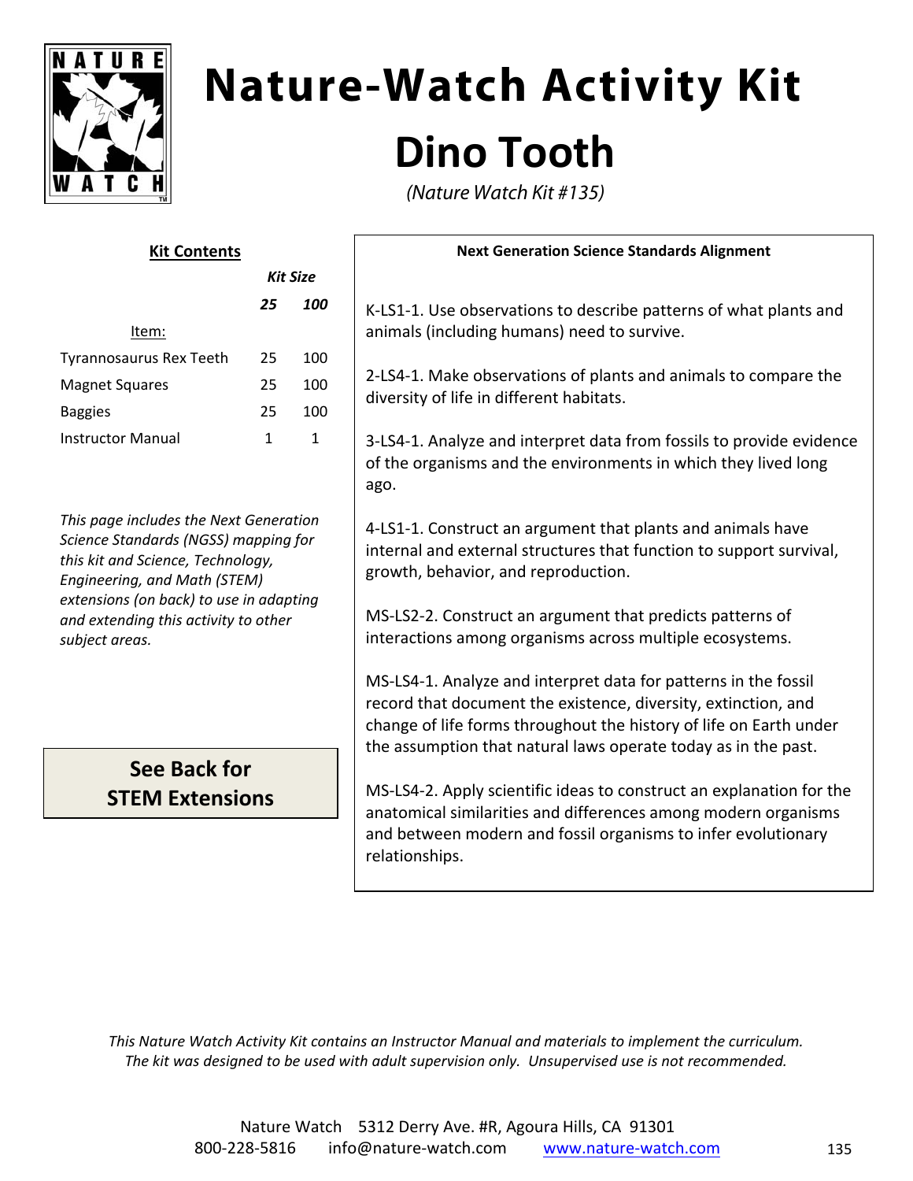# Nature-Watch Activity Kit

# Dino Tooth

*(Nature Watch Kit #135)*

## Kit Contents

| Item: | Kit Size 25 | Kit Size 100 |
|---|---|---|
| Tyrannosaurus Rex Teeth | 25 | 100 |
| Magnet Squares | 25 | 100 |
| Baggies | 25 | 100 |
| Instructor Manual | 1 | 1 |

*This page includes the Next Generation Science Standards (NGSS) mapping for this kit and Science, Technology, Engineering, and Math (STEM) extensions (on back) to use in adapting and extending this activity to other subject areas.*

**See Back for STEM Extensions**

## Next Generation Science Standards Alignment

K-LS1-1. Use observations to describe patterns of what plants and animals (including humans) need to survive.

2-LS4-1. Make observations of plants and animals to compare the diversity of life in different habitats.

3-LS4-1. Analyze and interpret data from fossils to provide evidence of the organisms and the environments in which they lived long ago.

4-LS1-1. Construct an argument that plants and animals have internal and external structures that function to support survival, growth, behavior, and reproduction.

MS-LS2-2. Construct an argument that predicts patterns of interactions among organisms across multiple ecosystems.

MS-LS4-1. Analyze and interpret data for patterns in the fossil record that document the existence, diversity, extinction, and change of life forms throughout the history of life on Earth under the assumption that natural laws operate today as in the past.

MS-LS4-2. Apply scientific ideas to construct an explanation for the anatomical similarities and differences among modern organisms and between modern and fossil organisms to infer evolutionary relationships.

*This Nature Watch Activity Kit contains an Instructor Manual and materials to implement the curriculum. The kit was designed to be used with adult supervision only. Unsupervised use is not recommended.*

Nature Watch 5312 Derry Ave. #R, Agoura Hills, CA 91301
800-228-5816 info@nature-watch.com www.nature-watch.com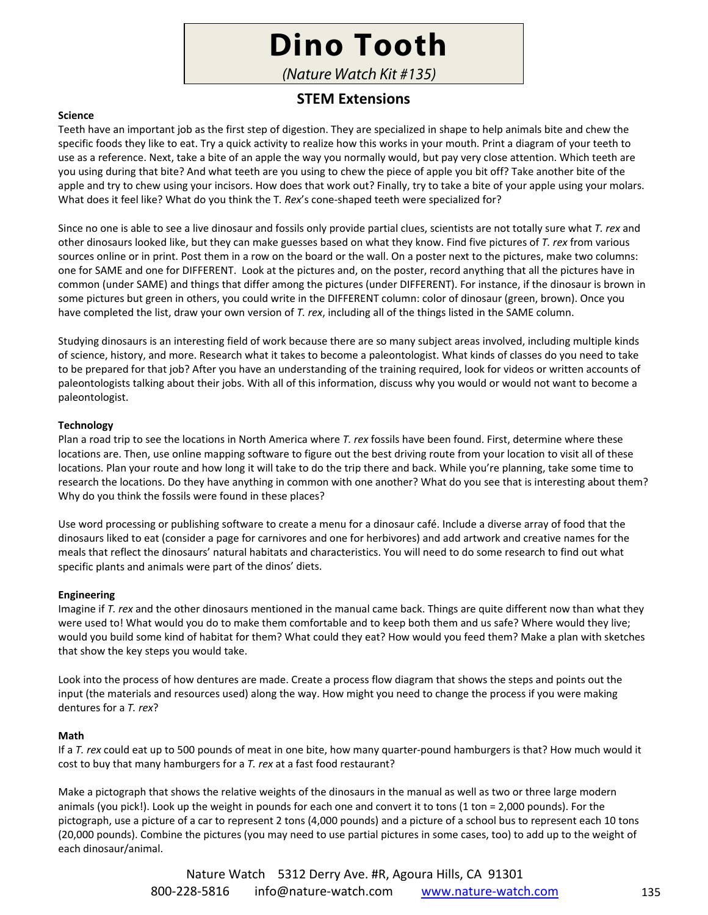# Dino Tooth

*(Nature Watch Kit #135)*

## STEM Extensions

### Science

Teeth have an important job as the first step of digestion. They are specialized in shape to help animals bite and chew the specific foods they like to eat. Try a quick activity to realize how this works in your mouth. Print a diagram of your teeth to use as a reference. Next, take a bite of an apple the way you normally would, but pay very close attention. Which teeth are you using during that bite? And what teeth are you using to chew the piece of apple you bit off? Take another bite of the apple and try to chew using your incisors. How does that work out? Finally, try to take a bite of your apple using your molars. What does it feel like? What do you think the T. *Rex*'s cone-shaped teeth were specialized for?

Since no one is able to see a live dinosaur and fossils only provide partial clues, scientists are not totally sure what *T. rex* and other dinosaurs looked like, but they can make guesses based on what they know. Find five pictures of *T. rex* from various sources online or in print. Post them in a row on the board or the wall. On a poster next to the pictures, make two columns: one for SAME and one for DIFFERENT. Look at the pictures and, on the poster, record anything that all the pictures have in common (under SAME) and things that differ among the pictures (under DIFFERENT). For instance, if the dinosaur is brown in some pictures but green in others, you could write in the DIFFERENT column: color of dinosaur (green, brown). Once you have completed the list, draw your own version of *T. rex*, including all of the things listed in the SAME column.

Studying dinosaurs is an interesting field of work because there are so many subject areas involved, including multiple kinds of science, history, and more. Research what it takes to become a paleontologist. What kinds of classes do you need to take to be prepared for that job? After you have an understanding of the training required, look for videos or written accounts of paleontologists talking about their jobs. With all of this information, discuss why you would or would not want to become a paleontologist.

### Technology

Plan a road trip to see the locations in North America where *T. rex* fossils have been found. First, determine where these locations are. Then, use online mapping software to figure out the best driving route from your location to visit all of these locations. Plan your route and how long it will take to do the trip there and back. While you're planning, take some time to research the locations. Do they have anything in common with one another? What do you see that is interesting about them? Why do you think the fossils were found in these places?

Use word processing or publishing software to create a menu for a dinosaur café. Include a diverse array of food that the dinosaurs liked to eat (consider a page for carnivores and one for herbivores) and add artwork and creative names for the meals that reflect the dinosaurs' natural habitats and characteristics. You will need to do some research to find out what specific plants and animals were part of the dinos' diets.

### Engineering

Imagine if *T. rex* and the other dinosaurs mentioned in the manual came back. Things are quite different now than what they were used to! What would you do to make them comfortable and to keep both them and us safe? Where would they live; would you build some kind of habitat for them? What could they eat? How would you feed them? Make a plan with sketches that show the key steps you would take.

Look into the process of how dentures are made. Create a process flow diagram that shows the steps and points out the input (the materials and resources used) along the way. How might you need to change the process if you were making dentures for a *T. rex*?

### Math

If a *T. rex* could eat up to 500 pounds of meat in one bite, how many quarter-pound hamburgers is that? How much would it cost to buy that many hamburgers for a *T. rex* at a fast food restaurant?

Make a pictograph that shows the relative weights of the dinosaurs in the manual as well as two or three large modern animals (you pick!). Look up the weight in pounds for each one and convert it to tons (1 ton = 2,000 pounds). For the pictograph, use a picture of a car to represent 2 tons (4,000 pounds) and a picture of a school bus to represent each 10 tons (20,000 pounds). Combine the pictures (you may need to use partial pictures in some cases, too) to add up to the weight of each dinosaur/animal.

Nature Watch 5312 Derry Ave. #R, Agoura Hills, CA 91301
800-228-5816 info@nature-watch.com www.nature-watch.com